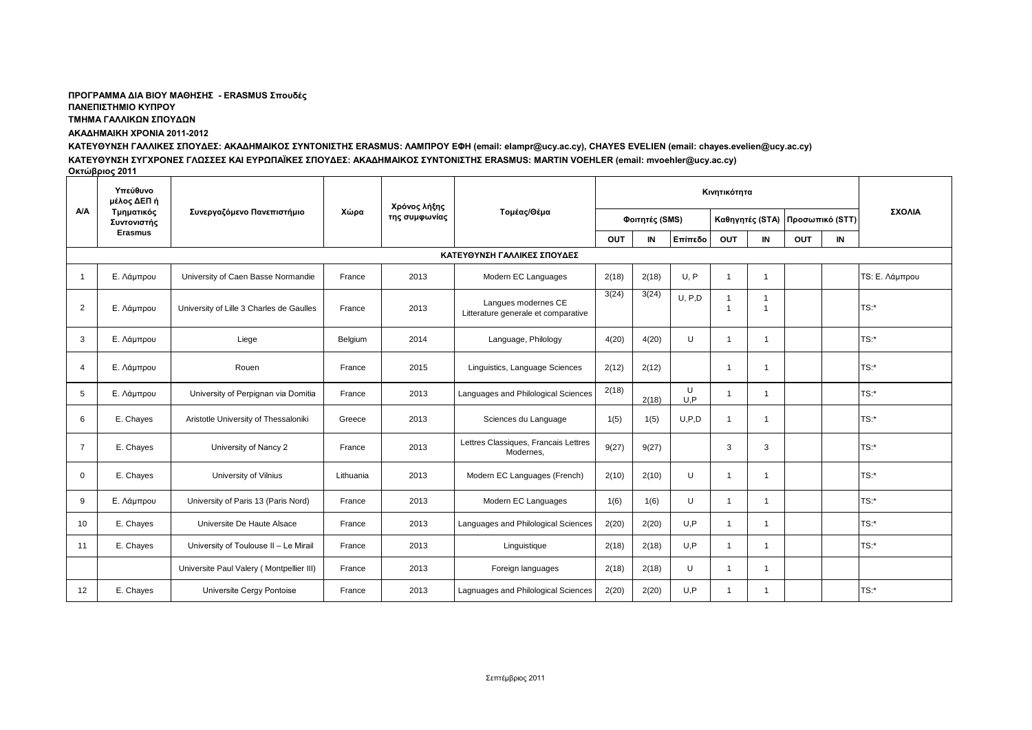**ΠΡΟΓΡΑΜΜΑ ΔΙΑ ΒΙΟΥ ΜΑΘΗΣΗΣ - ERASMUS Σπουδές**

**ΠΑΝΕΠΙΣΤΗΜΙΟ ΚΥΠΡΟΥ**

**ΤΜΗΜΑ ΓΑΛΛΙΚΩΝ ΣΠΟΥΔΩΝ**

**ΑΚΑΔΗΜΑΙΚΗ ΧΡΟΝΙΑ 2011-2012**

**ΚΑΤΕΥΘΥΝΣΗ ΓΑΛΛΙΚΕΣ ΣΠΟΥΔΕΣ: ΑΚΑΔΗΜΑΙΚΟΣ ΣΥΝΤΟΝΙΣΤΗΣ ERASMUS: ΛΑΜΠΡΟΥ ΕΦΗ (email: elampr@ucy.ac.cy), CHAYES EVELIEN (email: chayes.evelien@ucy.ac.cy)**

**ΚΑΤΕΥΘΥΝΣΗ ΣΥΓΧΡΟΝΕΣ ΓΛΩΣΣΕΣ ΚΑΙ ΕΥΡΩΠΑΪΚΕΣ ΣΠΟΥΔΕΣ: ΑΚΑΔΗΜΑΙΚΟΣ ΣΥΝΤΟΝΙΣΤΗΣ ERASMUS: MARTIN VOEHLER (email: mvoehler@ucy.ac.cy)**

**Οκτώβριος 2011**

| Α/Α | Υπεύθυνο μέλος ΔΕΠ ή Τμηματικός Συντονιστής Erasmus | Συνεργαζόμενο Πανεπιστήμιο | Χώρα | Χρόνος λήξης της συμφωνίας | Τομέας/Θέμα | Κινητικότητα | | | | | | | ΣΧΟΛΙΑ |
|---|---|---|---|---|---|---|---|---|---|---|---|---|---|
| | | | | | | Φοιτητές (SMS) | | | Καθηγητές (STA) | | Προσωπικό (STT) | | |
| | | | | | | OUT | IN | Επίπεδο | OUT | IN | OUT | IN | |
| | | | | | ΚΑΤΕΥΘΥΝΣΗ ΓΑΛΛΙΚΕΣ ΣΠΟΥΔΕΣ | | | | | | | | |
| 1 | Ε. Λάμπρου | University of Caen Basse Normandie | France | 2013 | Modern EC Languages | 2(18) | 2(18) | U, P | 1 | 1 | | | TS: Ε. Λάμπρου |
| 2 | Ε. Λάμπρου | University of Lille 3 Charles de Gaulles | France | 2013 | Langues modernes CE Litterature generale et comparative | 3(24) | 3(24) | U, P,D | 1 1 | 1 1 | | | TS:* |
| 3 | Ε. Λάμπρου | Liege | Belgium | 2014 | Language, Philology | 4(20) | 4(20) | U | 1 | 1 | | | TS:* |
| 4 | Ε. Λάμπρου | Rouen | France | 2015 | Linguistics, Language Sciences | 2(12) | 2(12) | | 1 | 1 | | | TS:* |
| 5 | Ε. Λάμπρου | University of Perpignan via Domitia | France | 2013 | Languages and Philological Sciences | 2(18) | 2(18) | U U,P | 1 | 1 | | | TS:* |
| 6 | E. Chayes | Aristotle University of Thessaloniki | Greece | 2013 | Sciences du Language | 1(5) | 1(5) | U,P,D | 1 | 1 | | | TS:* |
| 7 | E. Chayes | University of Nancy 2 | France | 2013 | Lettres Classiques, Francais Lettres Modernes, | 9(27) | 9(27) | | 3 | 3 | | | TS:* |
| 0 | E. Chayes | University of Vilnius | Lithuania | 2013 | Modern EC Languages (French) | 2(10) | 2(10) | U | 1 | 1 | | | TS:* |
| 9 | Ε. Λάμπρου | University of Paris 13 (Paris Nord) | France | 2013 | Modern EC Languages | 1(6) | 1(6) | U | 1 | 1 | | | TS:* |
| 10 | E. Chayes | Universite De Haute Alsace | France | 2013 | Languages and Philological Sciences | 2(20) | 2(20) | U,P | 1 | 1 | | | TS:* |
| 11 | E. Chayes | University of Toulouse II – Le Mirail | France | 2013 | Linguistique | 2(18) | 2(18) | U,P | 1 | 1 | | | TS:* |
| | | Universite Paul Valery ( Montpellier III) | France | 2013 | Foreign languages | 2(18) | 2(18) | U | 1 | 1 | | | |
| 12 | E. Chayes | Universite Cergy Pontoise | France | 2013 | Lagnuages and Philological Sciences | 2(20) | 2(20) | U,P | 1 | 1 | | | TS:* |

Σεπτέμβριος 2011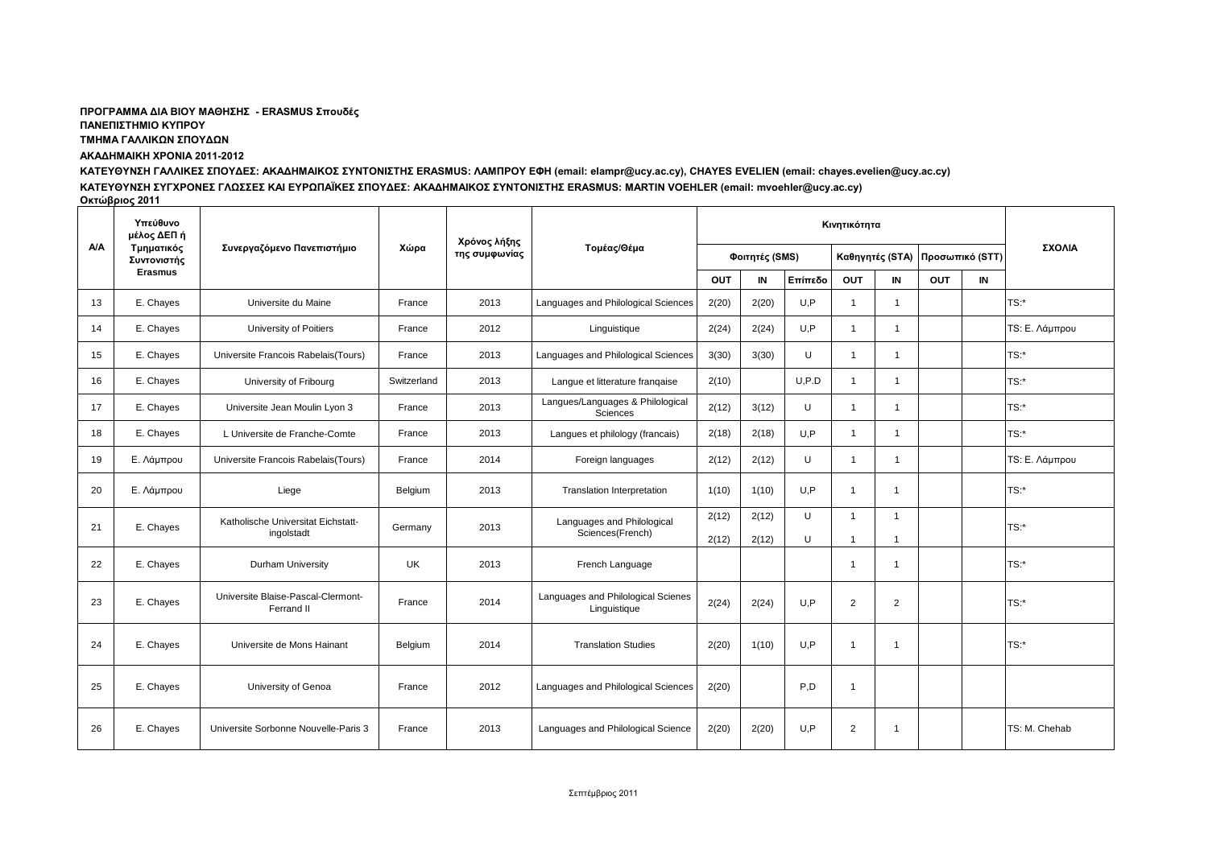**ΠΡΟΓΡΑΜΜΑ ΔΙΑ ΒΙΟΥ ΜΑΘΗΣΗΣ - ERASMUS Σπουδές**

**ΠΑΝΕΠΙΣΤΗΜΙΟ ΚΥΠΡΟΥ**

**ΤΜΗΜΑ ΓΑΛΛΙΚΩΝ ΣΠΟΥΔΩΝ**

**ΑΚΑΔΗΜΑΙΚΗ ΧΡΟΝΙΑ 2011-2012**

**ΚΑΤΕΥΘΥΝΣΗ ΓΑΛΛΙΚΕΣ ΣΠΟΥΔΕΣ: ΑΚΑΔΗΜΑΙΚΟΣ ΣΥΝΤΟΝΙΣΤΗΣ ERASMUS: ΛΑΜΠΡΟΥ ΕΦΗ (email: elampr@ucy.ac.cy), CHAYES EVELIEN (email: chayes.evelien@ucy.ac.cy)**

**ΚΑΤΕΥΘΥΝΣΗ ΣΥΓΧΡΟΝΕΣ ΓΛΩΣΣΕΣ ΚΑΙ ΕΥΡΩΠΑΪΚΕΣ ΣΠΟΥΔΕΣ: ΑΚΑΔΗΜΑΙΚΟΣ ΣΥΝΤΟΝΙΣΤΗΣ ERASMUS: MARTIN VOEHLER (email: mvoehler@ucy.ac.cy)**

**Οκτώβριος 2011**

| Α/Α | Υπεύθυνο μέλος ΔΕΠ ή Τμηματικός Συντονιστής Erasmus | Συνεργαζόμενο Πανεπιστήμιο | Χώρα | Χρόνος λήξης της συμφωνίας | Τομέας/Θέμα | Κινητικότητα | | | | | | | ΣΧΟΛΙΑ |
|---|---|---|---|---|---|---|---|---|---|---|---|---|---|
| | | | | | | Φοιτητές (SMS) | | | Καθηγητές (STA) | | Προσωπικό (STT) | | |
| | | | | | | OUT | IN | Επίπεδο | OUT | IN | OUT | IN | |
| 13 | E. Chayes | Universite du Maine | France | 2013 | Languages and Philological Sciences | 2(20) | 2(20) | U,P | 1 | 1 | | | TS:* |
| 14 | E. Chayes | University of Poitiers | France | 2012 | Linguistique | 2(24) | 2(24) | U,P | 1 | 1 | | | TS: Ε. Λάμπρου |
| 15 | E. Chayes | Universite Francois Rabelais(Tours) | France | 2013 | Languages and Philological Sciences | 3(30) | 3(30) | U | 1 | 1 | | | TS:* |
| 16 | E. Chayes | University of Fribourg | Switzerland | 2013 | Langue et litterature franqaise | 2(10) | | U,P,D | 1 | 1 | | | TS:* |
| 17 | E. Chayes | Universite Jean Moulin Lyon 3 | France | 2013 | Langues/Languages & Philological Sciences | 2(12) | 3(12) | U | 1 | 1 | | | TS:* |
| 18 | E. Chayes | L Universite de Franche-Comte | France | 2013 | Langues et philology (francais) | 2(18) | 2(18) | U,P | 1 | 1 | | | TS:* |
| 19 | Ε. Λάμπρου | Universite Francois Rabelais(Tours) | France | 2014 | Foreign languages | 2(12) | 2(12) | U | 1 | 1 | | | TS: Ε. Λάμπρου |
| 20 | Ε. Λάμπρου | Liege | Belgium | 2013 | Translation Interpretation | 1(10) | 1(10) | U,P | 1 | 1 | | | TS:* |
| 21 | E. Chayes | Katholische Universitat Eichstatt-ingolstadt | Germany | 2013 | Languages and Philological Sciences(French) | 2(12)<br>2(12) | 2(12)<br>2(12) | U<br>U | 1<br>1 | 1<br>1 | | | TS:* |
| 22 | E. Chayes | Durham University | UK | 2013 | French Language | | | | 1 | 1 | | | TS:* |
| 23 | E. Chayes | Universite Blaise-Pascal-Clermont-Ferrand II | France | 2014 | Languages and Philological Scienes Linguistique | 2(24) | 2(24) | U,P | 2 | 2 | | | TS:* |
| 24 | E. Chayes | Universite de Mons Hainant | Belgium | 2014 | Translation Studies | 2(20) | 1(10) | U,P | 1 | 1 | | | TS:* |
| 25 | E. Chayes | University of Genoa | France | 2012 | Languages and Philological Sciences | 2(20) | | P,D | 1 | | | | |
| 26 | E. Chayes | Universite Sorbonne Nouvelle-Paris 3 | France | 2013 | Languages and Philological Science | 2(20) | 2(20) | U,P | 2 | 1 | | | TS: M. Chehab |

Σεπτέμβριος 2011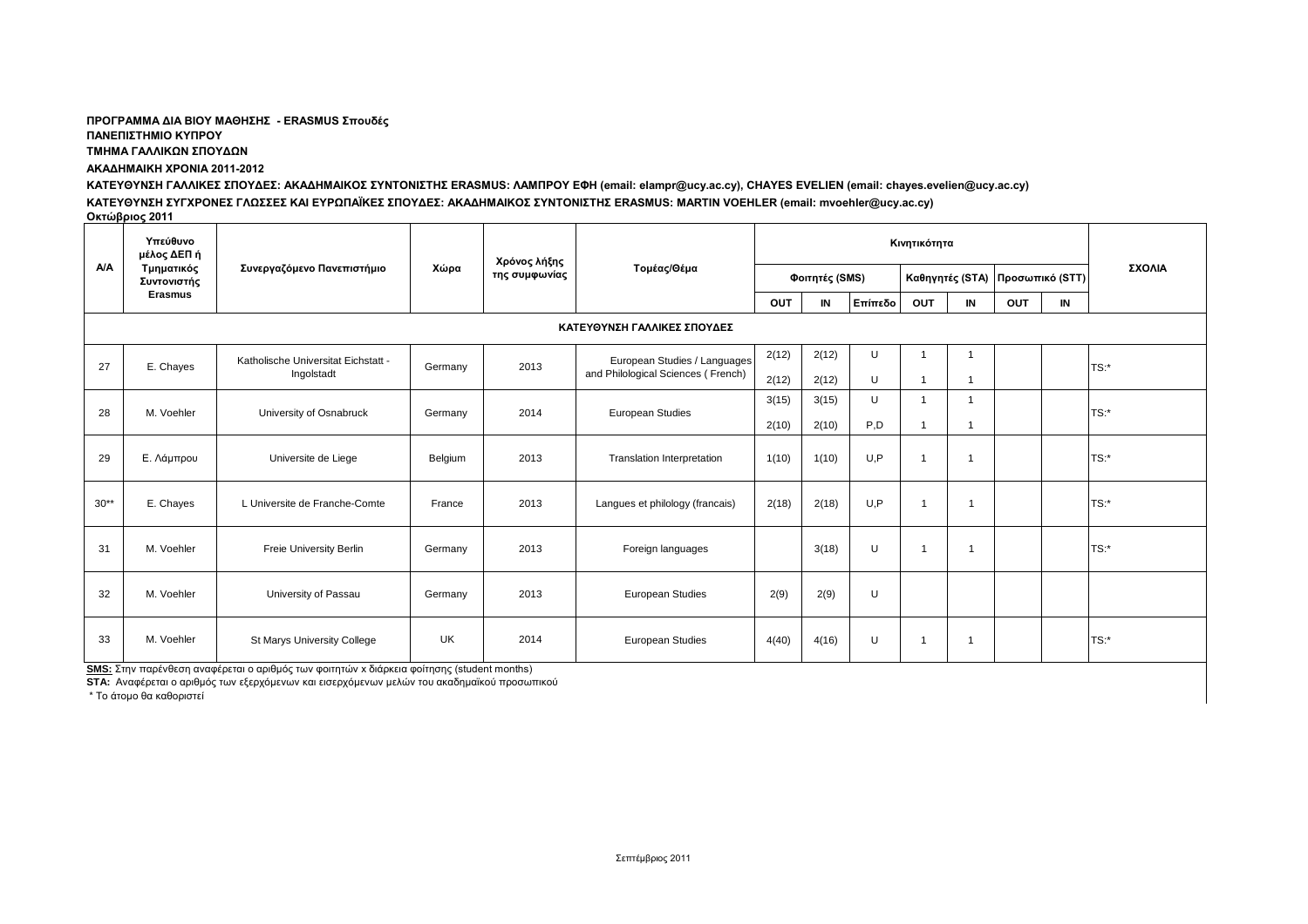**ΠΡΟΓΡΑΜΜΑ ΔΙΑ ΒΙΟΥ ΜΑΘΗΣΗΣ - ERASMUS Σπουδές**

**ΠΑΝΕΠΙΣΤΗΜΙΟ ΚΥΠΡΟΥ**

**ΤΜΗΜΑ ΓΑΛΛΙΚΩΝ ΣΠΟΥΔΩΝ**

**ΑΚΑΔΗΜΑΙΚΗ ΧΡΟΝΙΑ 2011-2012**

**ΚΑΤΕΥΘΥΝΣΗ ΓΑΛΛΙΚΕΣ ΣΠΟΥΔΕΣ: ΑΚΑΔΗΜΑΙΚΟΣ ΣΥΝΤΟΝΙΣΤΗΣ ERASMUS: ΛΑΜΠΡΟΥ ΕΦΗ (email: elampr@ucy.ac.cy), CHAYES EVELIEN (email: chayes.evelien@ucy.ac.cy)**

**ΚΑΤΕΥΘΥΝΣΗ ΣΥΓΧΡΟΝΕΣ ΓΛΩΣΣΕΣ ΚΑΙ ΕΥΡΩΠΑΪΚΕΣ ΣΠΟΥΔΕΣ: ΑΚΑΔΗΜΑΙΚΟΣ ΣΥΝΤΟΝΙΣΤΗΣ ERASMUS: MARTIN VOEHLER (email: mvoehler@ucy.ac.cy)**

**Οκτώβριος 2011**

| Α/Α | Υπεύθυνο μέλος ΔΕΠ ή Τμηματικός Συντονιστής Erasmus | Συνεργαζόμενο Πανεπιστήμιο | Χώρα | Χρόνος λήξης της συμφωνίας | Τομέας/Θέμα | Κινητικότητα | | | | | | | ΣΧΟΛΙΑ |
|---|---|---|---|---|---|---|---|---|---|---|---|---|---|
| | | | | | | Φοιτητές (SMS) | | | Καθηγητές (STA) | | Προσωπικό (STT) | | |
| | | | | | | OUT | IN | Επίπεδο | OUT | IN | OUT | IN | |
| **ΚΑΤΕΥΘΥΝΣΗ ΓΑΛΛΙΚΕΣ ΣΠΟΥΔΕΣ** | | | | | | | | | | | | | |
| 27 | E. Chayes | Katholische Universitat Eichstatt - Ingolstadt | Germany | 2013 | European Studies / Languages and Philological Sciences ( French) | 2(12) | 2(12) | U | 1 | 1 | | | TS:* |
| | | | | | | 2(12) | 2(12) | U | 1 | 1 | | | |
| 28 | M. Voehler | University of Osnabruck | Germany | 2014 | European Studies | 3(15) | 3(15) | U | 1 | 1 | | | TS:* |
| | | | | | | 2(10) | 2(10) | P,D | 1 | 1 | | | |
| 29 | Ε. Λάμπρου | Universite de Liege | Belgium | 2013 | Translation Interpretation | 1(10) | 1(10) | U,P | 1 | 1 | | | TS:* |
| 30** | E. Chayes | L Universite de Franche-Comte | France | 2013 | Langues et philology (francais) | 2(18) | 2(18) | U,P | 1 | 1 | | | TS:* |
| 31 | M. Voehler | Freie University Berlin | Germany | 2013 | Foreign languages | | 3(18) | U | 1 | 1 | | | TS:* |
| 32 | M. Voehler | University of Passau | Germany | 2013 | European Studies | 2(9) | 2(9) | U | | | | | |
| 33 | M. Voehler | St Marys University College | UK | 2014 | European Studies | 4(40) | 4(16) | U | 1 | 1 | | | TS:* |

**SMS:** Στην παρένθεση αναφέρεται ο αριθμός των φοιτητών x διάρκεια φοίτησης (student months)

**STA:** Αναφέρεται ο αριθμός των εξερχόμενων και εισερχόμενων μελών του ακαδημαϊκού προσωπικού

\* Το άτομο θα καθοριστεί

Σεπτέμβριος 2011